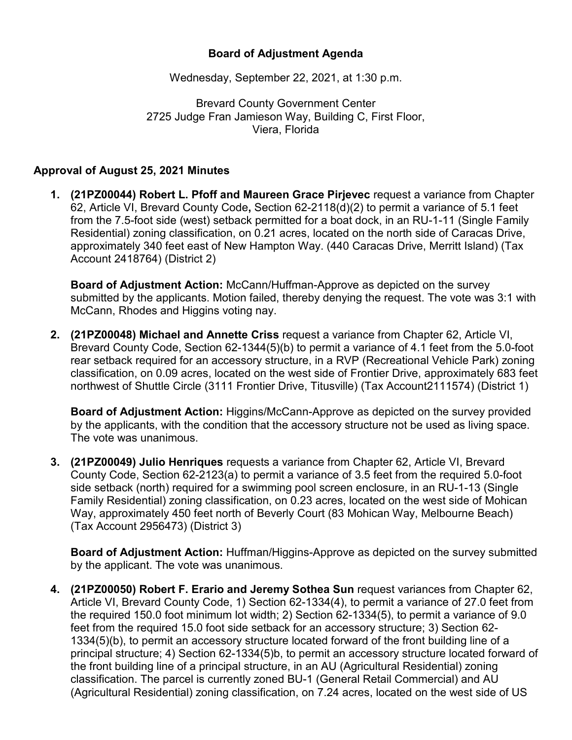**Board of Adjustment Agenda**

Wednesday, September 22, 2021, at 1:30 p.m.

Brevard County Government Center
2725 Judge Fran Jamieson Way, Building C, First Floor,
Viera, Florida

**Approval of August 25, 2021 Minutes**

1. **(21PZ00044) Robert L. Pfoff and Maureen Grace Pirjevec** request a variance from Chapter 62, Article VI, Brevard County Code**,** Section 62-2118(d)(2) to permit a variance of 5.1 feet from the 7.5-foot side (west) setback permitted for a boat dock, in an RU-1-11 (Single Family Residential) zoning classification, on 0.21 acres, located on the north side of Caracas Drive, approximately 340 feet east of New Hampton Way. (440 Caracas Drive, Merritt Island) (Tax Account 2418764) (District 2)

   **Board of Adjustment Action:** McCann/Huffman-Approve as depicted on the survey submitted by the applicants. Motion failed, thereby denying the request. The vote was 3:1 with McCann, Rhodes and Higgins voting nay.

2. **(21PZ00048) Michael and Annette Criss** request a variance from Chapter 62, Article VI, Brevard County Code, Section 62-1344(5)(b) to permit a variance of 4.1 feet from the 5.0-foot rear setback required for an accessory structure, in a RVP (Recreational Vehicle Park) zoning classification, on 0.09 acres, located on the west side of Frontier Drive, approximately 683 feet northwest of Shuttle Circle (3111 Frontier Drive, Titusville) (Tax Account2111574) (District 1)

   **Board of Adjustment Action:** Higgins/McCann-Approve as depicted on the survey provided by the applicants, with the condition that the accessory structure not be used as living space. The vote was unanimous.

3. **(21PZ00049) Julio Henriques** requests a variance from Chapter 62, Article VI, Brevard County Code, Section 62-2123(a) to permit a variance of 3.5 feet from the required 5.0-foot side setback (north) required for a swimming pool screen enclosure, in an RU-1-13 (Single Family Residential) zoning classification, on 0.23 acres, located on the west side of Mohican Way, approximately 450 feet north of Beverly Court (83 Mohican Way, Melbourne Beach) (Tax Account 2956473) (District 3)

   **Board of Adjustment Action:** Huffman/Higgins-Approve as depicted on the survey submitted by the applicant. The vote was unanimous.

4. **(21PZ00050) Robert F. Erario and Jeremy Sothea Sun** request variances from Chapter 62, Article VI, Brevard County Code, 1) Section 62-1334(4), to permit a variance of 27.0 feet from the required 150.0 foot minimum lot width; 2) Section 62-1334(5), to permit a variance of 9.0 feet from the required 15.0 foot side setback for an accessory structure; 3) Section 62-1334(5)(b), to permit an accessory structure located forward of the front building line of a principal structure; 4) Section 62-1334(5)b, to permit an accessory structure located forward of the front building line of a principal structure, in an AU (Agricultural Residential) zoning classification. The parcel is currently zoned BU-1 (General Retail Commercial) and AU (Agricultural Residential) zoning classification, on 7.24 acres, located on the west side of US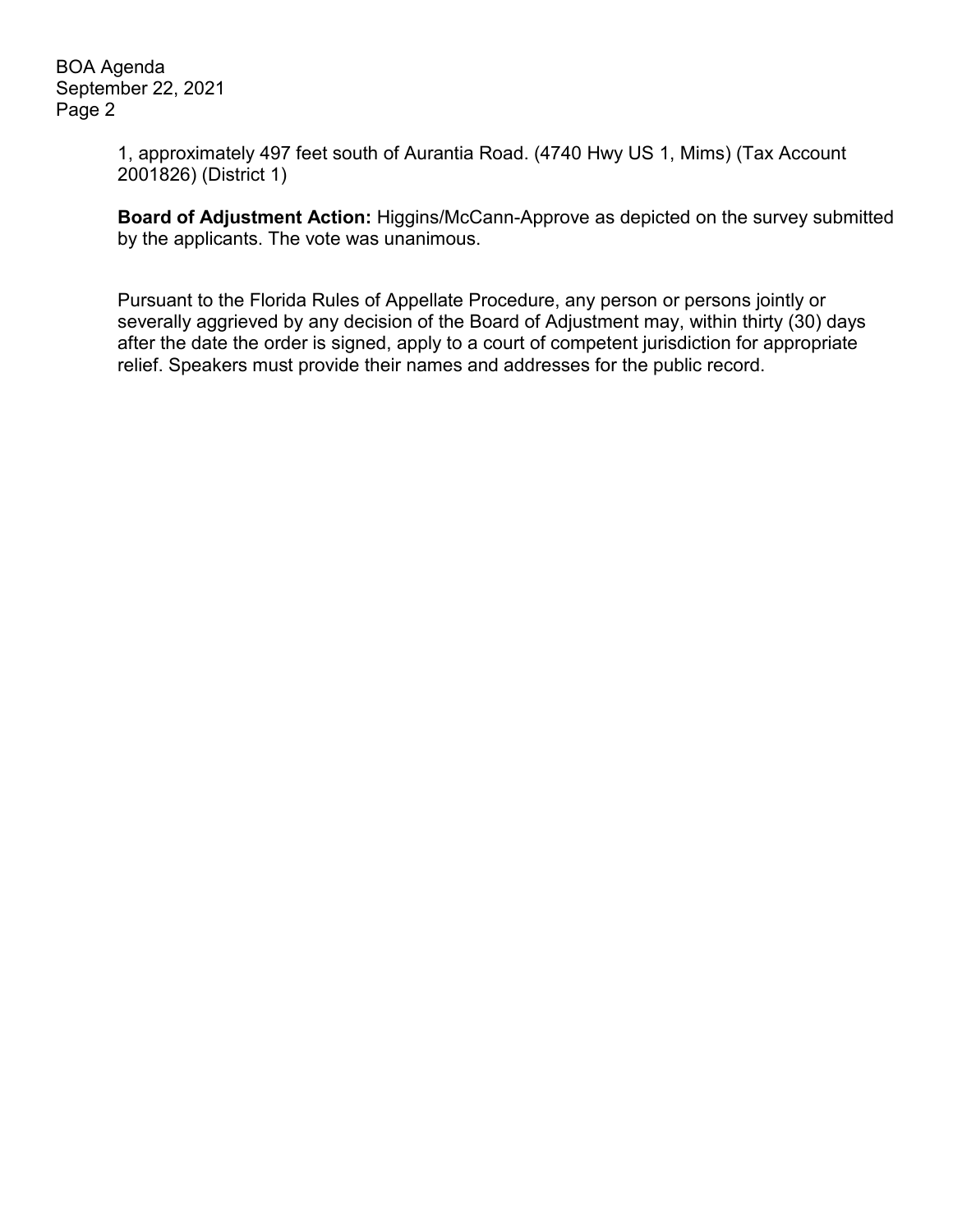1, approximately 497 feet south of Aurantia Road. (4740 Hwy US 1, Mims) (Tax Account 2001826) (District 1)

**Board of Adjustment Action:** Higgins/McCann-Approve as depicted on the survey submitted by the applicants. The vote was unanimous.

Pursuant to the Florida Rules of Appellate Procedure, any person or persons jointly or severally aggrieved by any decision of the Board of Adjustment may, within thirty (30) days after the date the order is signed, apply to a court of competent jurisdiction for appropriate relief. Speakers must provide their names and addresses for the public record.